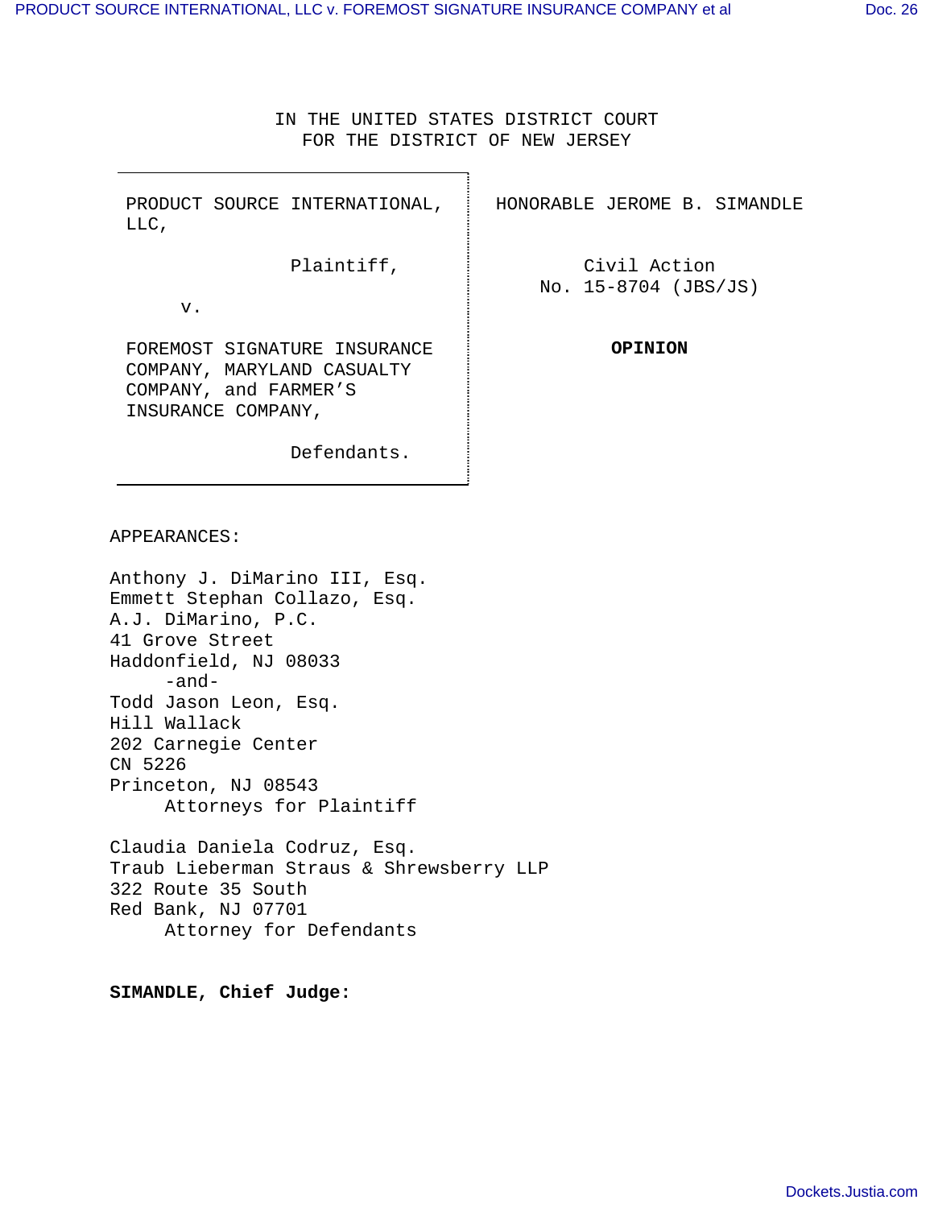IN THE UNITED STATES DISTRICT COURT
FOR THE DISTRICT OF NEW JERSEY

| | |
|---|---|
| PRODUCT SOURCE INTERNATIONAL, LLC,<br><br>Plaintiff,<br><br>v.<br><br>FOREMOST SIGNATURE INSURANCE COMPANY, MARYLAND CASUALTY COMPANY, and FARMER'S INSURANCE COMPANY,<br><br>Defendants. | HONORABLE JEROME B. SIMANDLE<br><br>Civil Action<br>No. 15-8704 (JBS/JS)<br><br>**OPINION** |

APPEARANCES:

Anthony J. DiMarino III, Esq.
Emmett Stephan Collazo, Esq.
A.J. DiMarino, P.C.
41 Grove Street
Haddonfield, NJ 08033
-and-
Todd Jason Leon, Esq.
Hill Wallack
202 Carnegie Center
CN 5226
Princeton, NJ 08543
Attorneys for Plaintiff

Claudia Daniela Codruz, Esq.
Traub Lieberman Straus & Shrewsberry LLP
322 Route 35 South
Red Bank, NJ 07701
Attorney for Defendants

**SIMANDLE, Chief Judge:**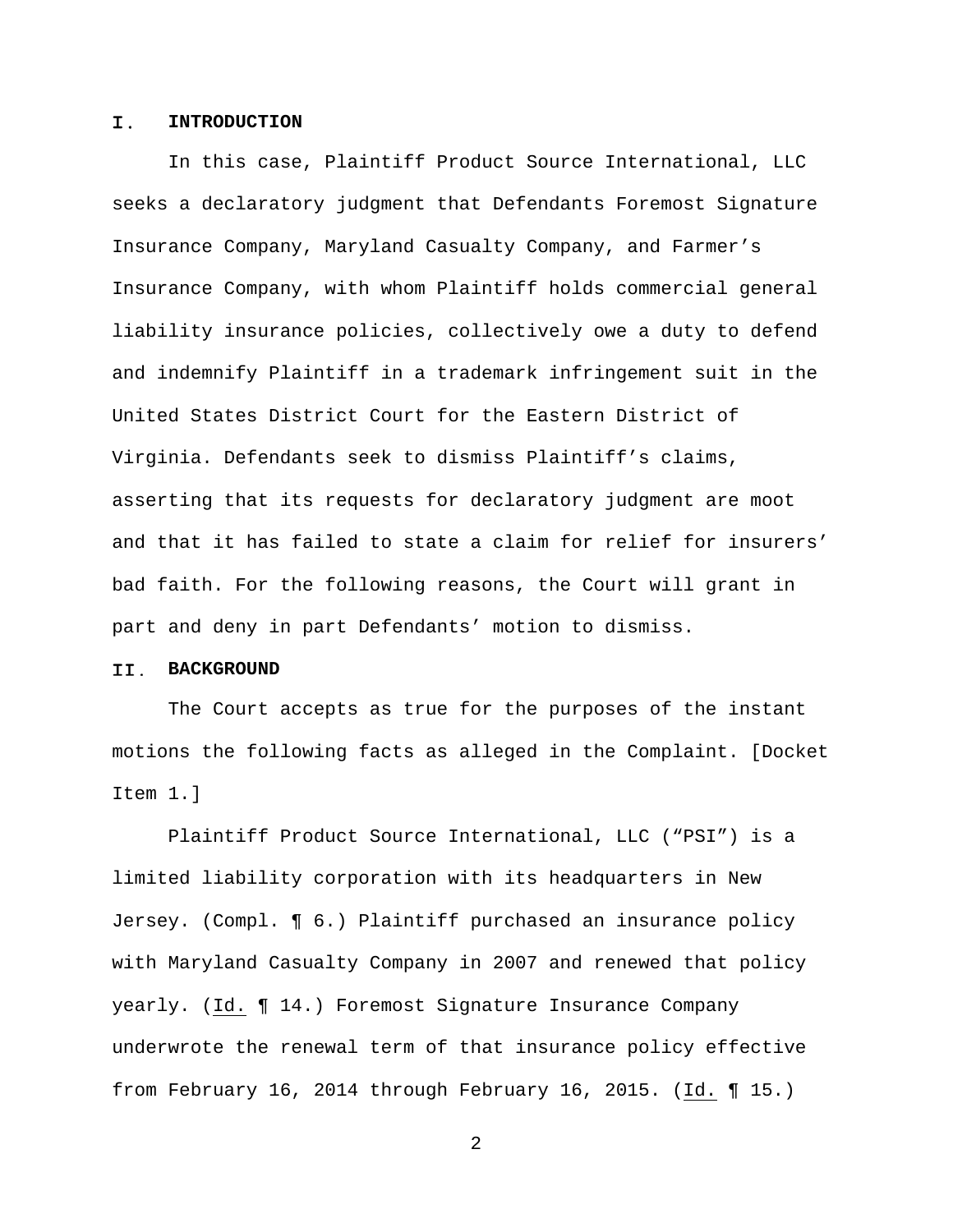## I. INTRODUCTION

In this case, Plaintiff Product Source International, LLC seeks a declaratory judgment that Defendants Foremost Signature Insurance Company, Maryland Casualty Company, and Farmer's Insurance Company, with whom Plaintiff holds commercial general liability insurance policies, collectively owe a duty to defend and indemnify Plaintiff in a trademark infringement suit in the United States District Court for the Eastern District of Virginia. Defendants seek to dismiss Plaintiff's claims, asserting that its requests for declaratory judgment are moot and that it has failed to state a claim for relief for insurers' bad faith. For the following reasons, the Court will grant in part and deny in part Defendants' motion to dismiss.

## II. BACKGROUND

The Court accepts as true for the purposes of the instant motions the following facts as alleged in the Complaint. [Docket Item 1.]

Plaintiff Product Source International, LLC ("PSI") is a limited liability corporation with its headquarters in New Jersey. (Compl. ¶ 6.) Plaintiff purchased an insurance policy with Maryland Casualty Company in 2007 and renewed that policy yearly. (Id. ¶ 14.) Foremost Signature Insurance Company underwrote the renewal term of that insurance policy effective from February 16, 2014 through February 16, 2015. (Id. ¶ 15.)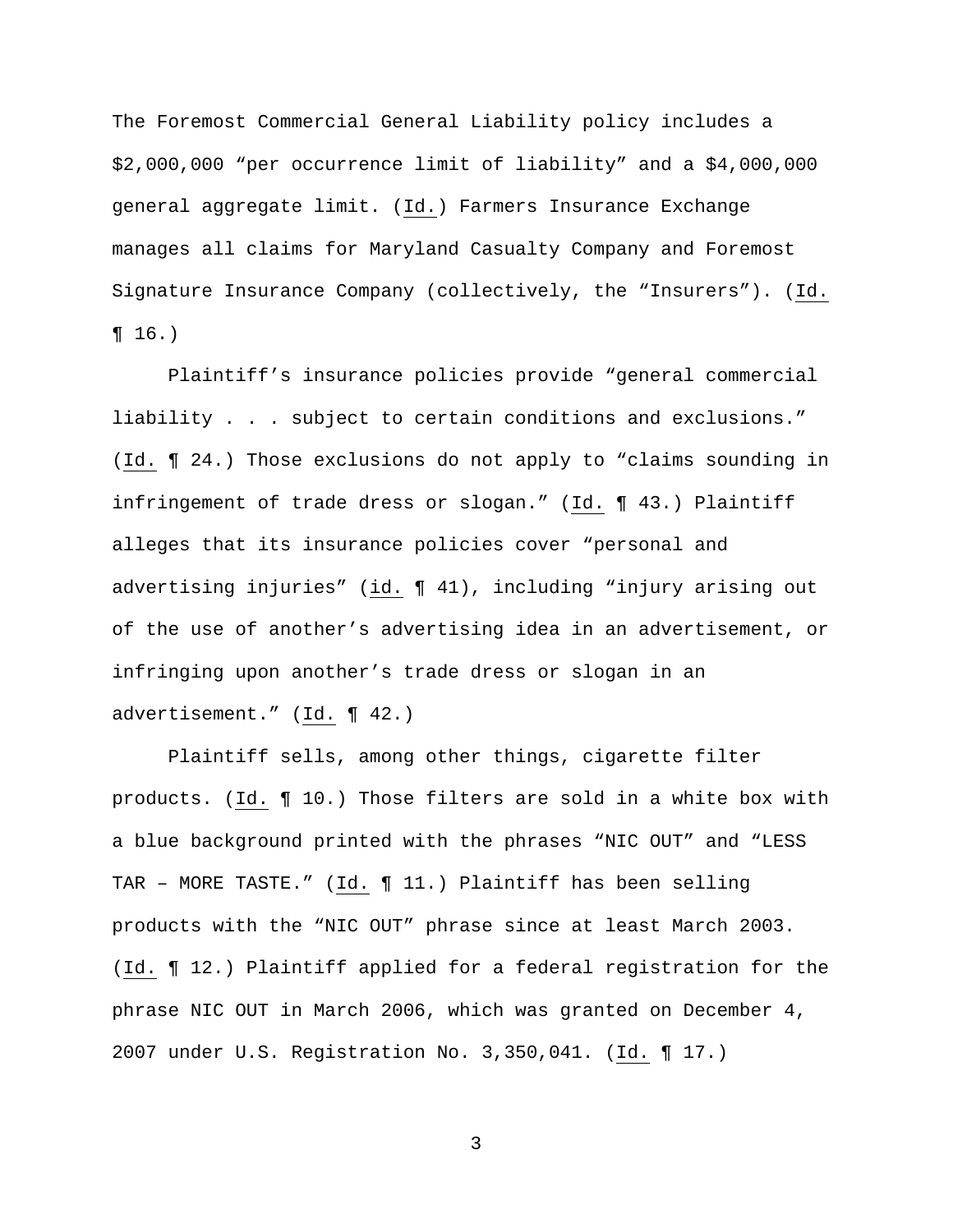The Foremost Commercial General Liability policy includes a $2,000,000 "per occurrence limit of liability" and a $4,000,000 general aggregate limit. (Id.) Farmers Insurance Exchange manages all claims for Maryland Casualty Company and Foremost Signature Insurance Company (collectively, the "Insurers"). (Id. ¶ 16.)

Plaintiff's insurance policies provide "general commercial liability . . . subject to certain conditions and exclusions." (Id. ¶ 24.) Those exclusions do not apply to "claims sounding in infringement of trade dress or slogan." (Id. ¶ 43.) Plaintiff alleges that its insurance policies cover "personal and advertising injuries" (id. ¶ 41), including "injury arising out of the use of another's advertising idea in an advertisement, or infringing upon another's trade dress or slogan in an advertisement." (Id. ¶ 42.)

Plaintiff sells, among other things, cigarette filter products. (Id. ¶ 10.) Those filters are sold in a white box with a blue background printed with the phrases "NIC OUT" and "LESS TAR – MORE TASTE." (Id. ¶ 11.) Plaintiff has been selling products with the "NIC OUT" phrase since at least March 2003. (Id. ¶ 12.) Plaintiff applied for a federal registration for the phrase NIC OUT in March 2006, which was granted on December 4, 2007 under U.S. Registration No. 3,350,041. (Id. ¶ 17.)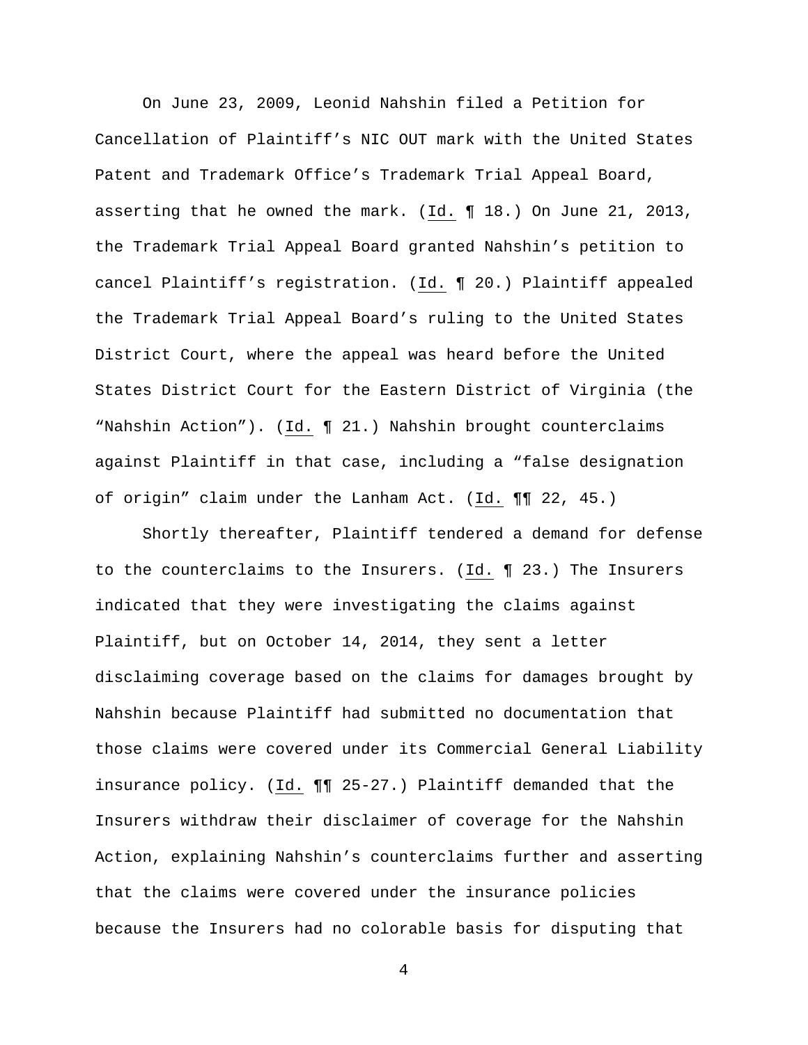On June 23, 2009, Leonid Nahshin filed a Petition for Cancellation of Plaintiff's NIC OUT mark with the United States Patent and Trademark Office's Trademark Trial Appeal Board, asserting that he owned the mark. (Id. ¶ 18.) On June 21, 2013, the Trademark Trial Appeal Board granted Nahshin's petition to cancel Plaintiff's registration. (Id. ¶ 20.) Plaintiff appealed the Trademark Trial Appeal Board's ruling to the United States District Court, where the appeal was heard before the United States District Court for the Eastern District of Virginia (the "Nahshin Action"). (Id. ¶ 21.) Nahshin brought counterclaims against Plaintiff in that case, including a "false designation of origin" claim under the Lanham Act. (Id. ¶¶ 22, 45.)

Shortly thereafter, Plaintiff tendered a demand for defense to the counterclaims to the Insurers. (Id. ¶ 23.) The Insurers indicated that they were investigating the claims against Plaintiff, but on October 14, 2014, they sent a letter disclaiming coverage based on the claims for damages brought by Nahshin because Plaintiff had submitted no documentation that those claims were covered under its Commercial General Liability insurance policy. (Id. ¶¶ 25-27.) Plaintiff demanded that the Insurers withdraw their disclaimer of coverage for the Nahshin Action, explaining Nahshin's counterclaims further and asserting that the claims were covered under the insurance policies because the Insurers had no colorable basis for disputing that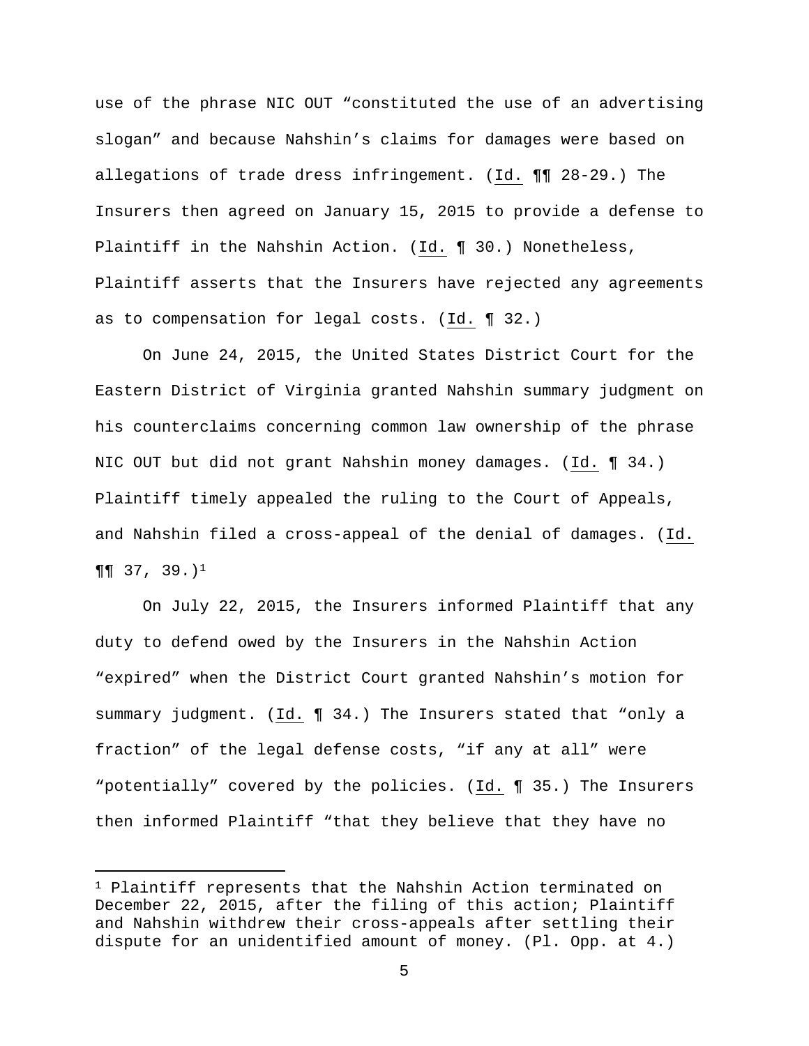use of the phrase NIC OUT "constituted the use of an advertising slogan" and because Nahshin's claims for damages were based on allegations of trade dress infringement. (Id. ¶¶ 28-29.) The Insurers then agreed on January 15, 2015 to provide a defense to Plaintiff in the Nahshin Action. (Id. ¶ 30.) Nonetheless, Plaintiff asserts that the Insurers have rejected any agreements as to compensation for legal costs. (Id. ¶ 32.)

On June 24, 2015, the United States District Court for the Eastern District of Virginia granted Nahshin summary judgment on his counterclaims concerning common law ownership of the phrase NIC OUT but did not grant Nahshin money damages. (Id. ¶ 34.) Plaintiff timely appealed the ruling to the Court of Appeals, and Nahshin filed a cross-appeal of the denial of damages. (Id. ¶¶ 37, 39.)[1]

On July 22, 2015, the Insurers informed Plaintiff that any duty to defend owed by the Insurers in the Nahshin Action "expired" when the District Court granted Nahshin's motion for summary judgment. (Id. ¶ 34.) The Insurers stated that "only a fraction" of the legal defense costs, "if any at all" were "potentially" covered by the policies. (Id. ¶ 35.) The Insurers then informed Plaintiff "that they believe that they have no

---

[1] Plaintiff represents that the Nahshin Action terminated on December 22, 2015, after the filing of this action; Plaintiff and Nahshin withdrew their cross-appeals after settling their dispute for an unidentified amount of money. (Pl. Opp. at 4.)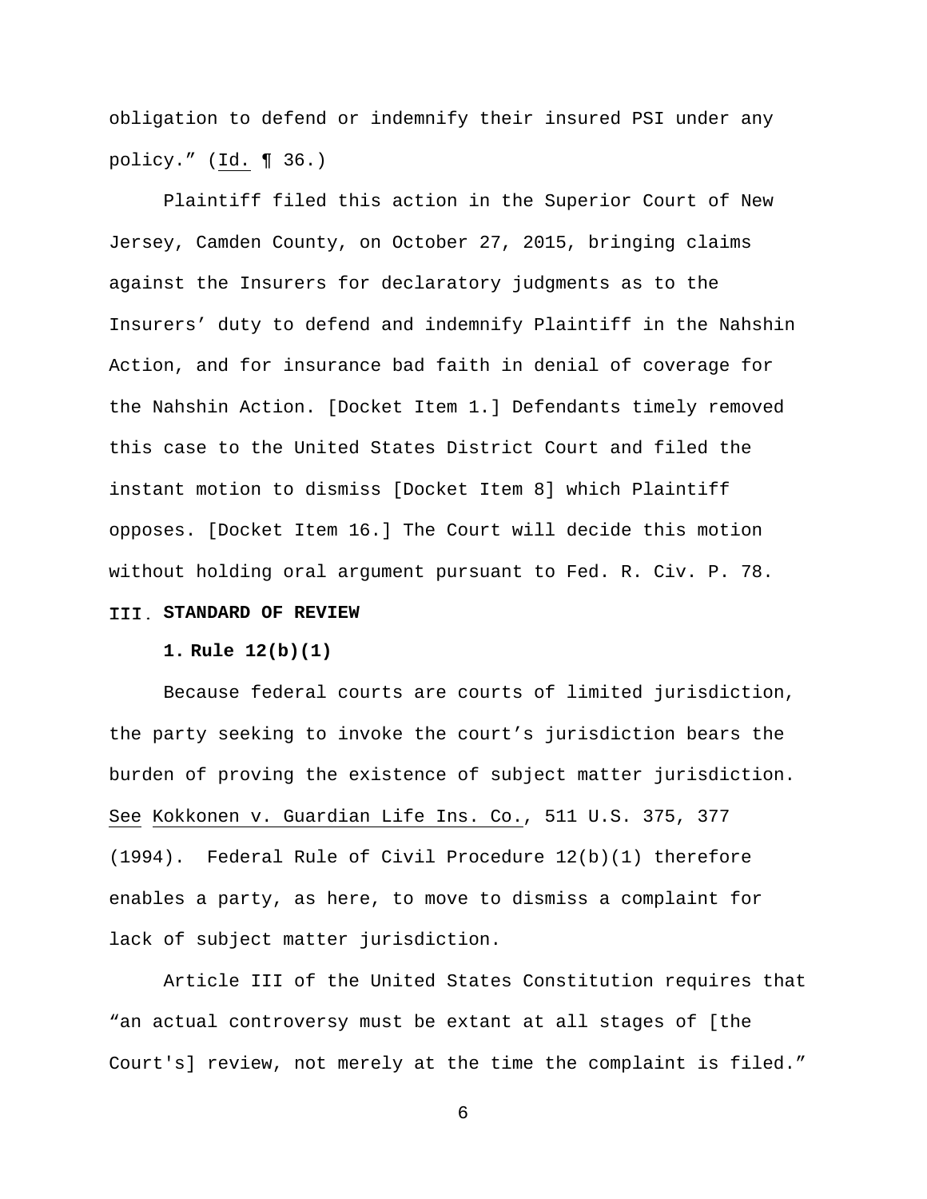obligation to defend or indemnify their insured PSI under any policy." (Id. ¶ 36.)

Plaintiff filed this action in the Superior Court of New Jersey, Camden County, on October 27, 2015, bringing claims against the Insurers for declaratory judgments as to the Insurers' duty to defend and indemnify Plaintiff in the Nahshin Action, and for insurance bad faith in denial of coverage for the Nahshin Action. [Docket Item 1.] Defendants timely removed this case to the United States District Court and filed the instant motion to dismiss [Docket Item 8] which Plaintiff opposes. [Docket Item 16.] The Court will decide this motion without holding oral argument pursuant to Fed. R. Civ. P. 78.

## III. STANDARD OF REVIEW

### 1. Rule 12(b)(1)

Because federal courts are courts of limited jurisdiction, the party seeking to invoke the court's jurisdiction bears the burden of proving the existence of subject matter jurisdiction. See Kokkonen v. Guardian Life Ins. Co., 511 U.S. 375, 377 (1994). Federal Rule of Civil Procedure 12(b)(1) therefore enables a party, as here, to move to dismiss a complaint for lack of subject matter jurisdiction.

Article III of the United States Constitution requires that "an actual controversy must be extant at all stages of [the Court's] review, not merely at the time the complaint is filed."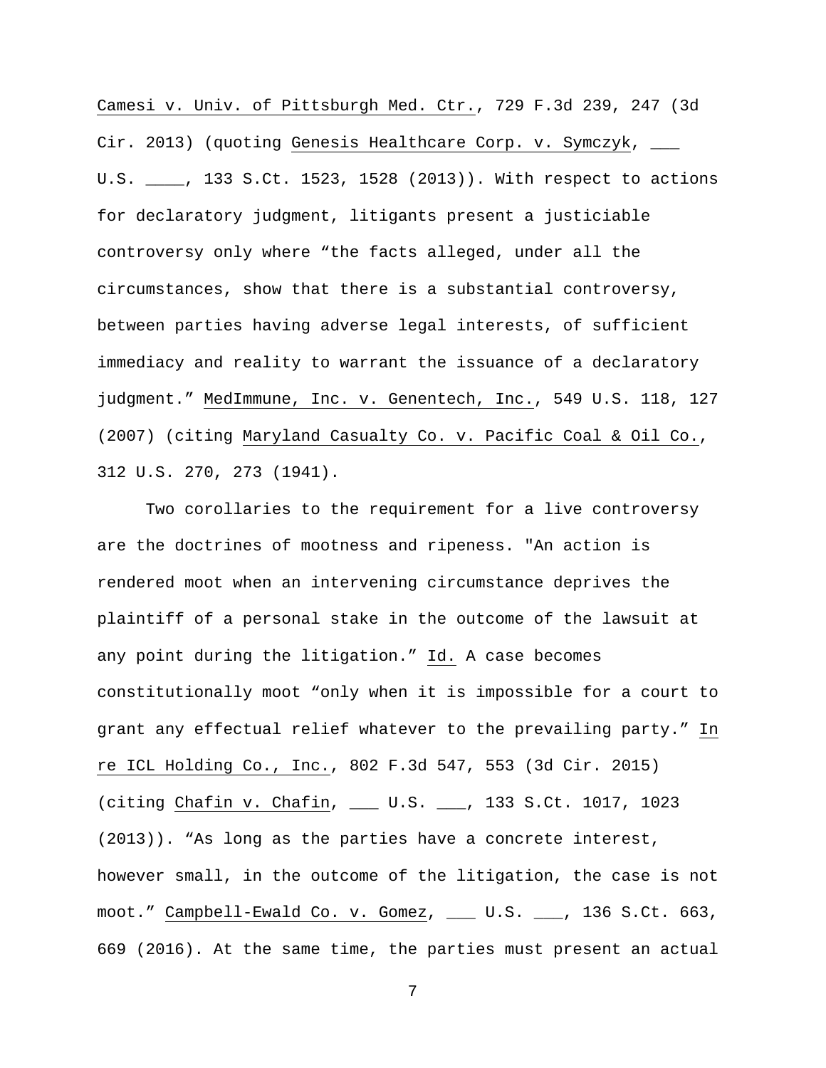Camesi v. Univ. of Pittsburgh Med. Ctr., 729 F.3d 239, 247 (3d Cir. 2013) (quoting Genesis Healthcare Corp. v. Symczyk, ___ U.S. ____, 133 S.Ct. 1523, 1528 (2013)). With respect to actions for declaratory judgment, litigants present a justiciable controversy only where "the facts alleged, under all the circumstances, show that there is a substantial controversy, between parties having adverse legal interests, of sufficient immediacy and reality to warrant the issuance of a declaratory judgment." MedImmune, Inc. v. Genentech, Inc., 549 U.S. 118, 127 (2007) (citing Maryland Casualty Co. v. Pacific Coal & Oil Co., 312 U.S. 270, 273 (1941).

Two corollaries to the requirement for a live controversy are the doctrines of mootness and ripeness. "An action is rendered moot when an intervening circumstance deprives the plaintiff of a personal stake in the outcome of the lawsuit at any point during the litigation." Id. A case becomes constitutionally moot "only when it is impossible for a court to grant any effectual relief whatever to the prevailing party." In re ICL Holding Co., Inc., 802 F.3d 547, 553 (3d Cir. 2015) (citing Chafin v. Chafin, ___ U.S. ___, 133 S.Ct. 1017, 1023 (2013)). "As long as the parties have a concrete interest, however small, in the outcome of the litigation, the case is not moot." Campbell-Ewald Co. v. Gomez, ___ U.S. ___, 136 S.Ct. 663, 669 (2016). At the same time, the parties must present an actual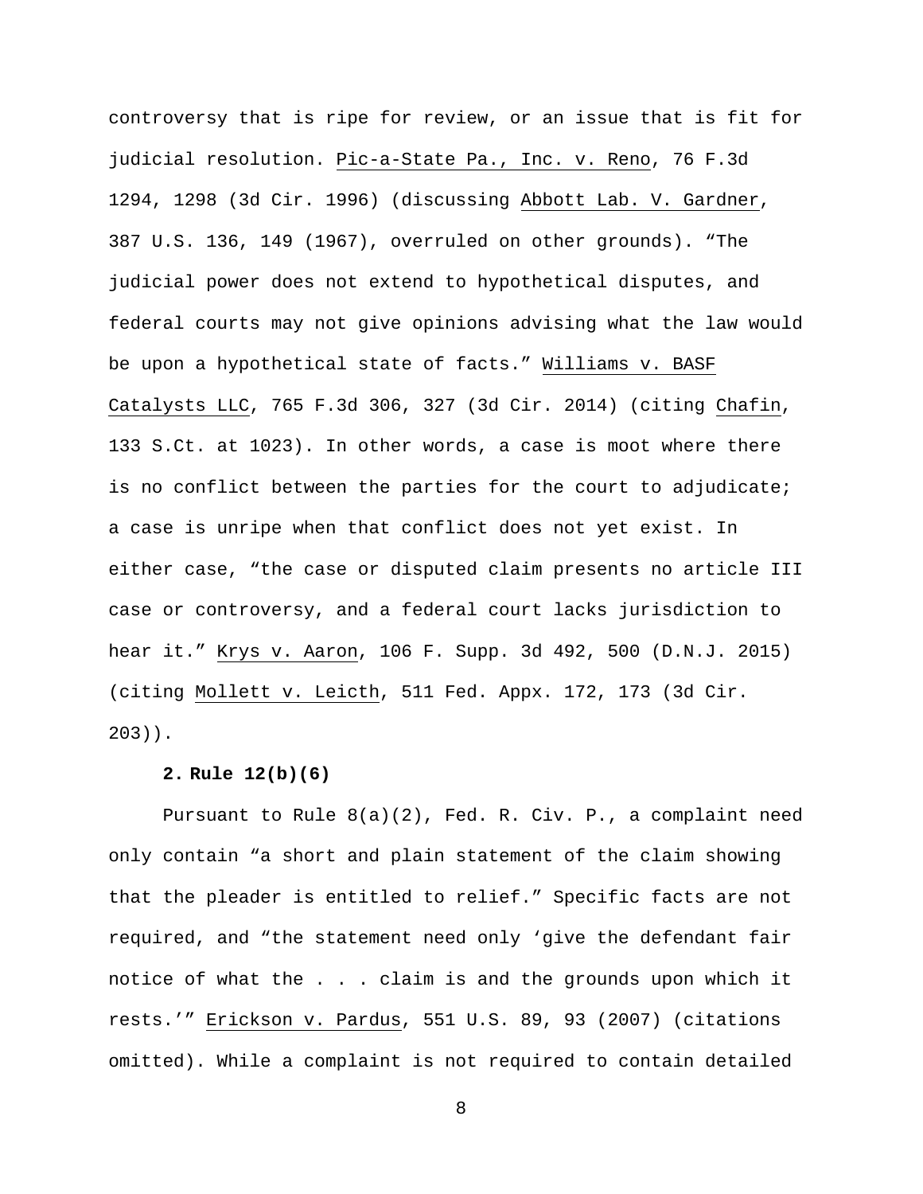controversy that is ripe for review, or an issue that is fit for judicial resolution. Pic-a-State Pa., Inc. v. Reno, 76 F.3d 1294, 1298 (3d Cir. 1996) (discussing Abbott Lab. V. Gardner, 387 U.S. 136, 149 (1967), overruled on other grounds). "The judicial power does not extend to hypothetical disputes, and federal courts may not give opinions advising what the law would be upon a hypothetical state of facts." Williams v. BASF Catalysts LLC, 765 F.3d 306, 327 (3d Cir. 2014) (citing Chafin, 133 S.Ct. at 1023). In other words, a case is moot where there is no conflict between the parties for the court to adjudicate; a case is unripe when that conflict does not yet exist. In either case, "the case or disputed claim presents no article III case or controversy, and a federal court lacks jurisdiction to hear it." Krys v. Aaron, 106 F. Supp. 3d 492, 500 (D.N.J. 2015) (citing Mollett v. Leicth, 511 Fed. Appx. 172, 173 (3d Cir. 203)).

**2. Rule 12(b)(6)**

Pursuant to Rule 8(a)(2), Fed. R. Civ. P., a complaint need only contain "a short and plain statement of the claim showing that the pleader is entitled to relief." Specific facts are not required, and "the statement need only 'give the defendant fair notice of what the . . . claim is and the grounds upon which it rests.'" Erickson v. Pardus, 551 U.S. 89, 93 (2007) (citations omitted). While a complaint is not required to contain detailed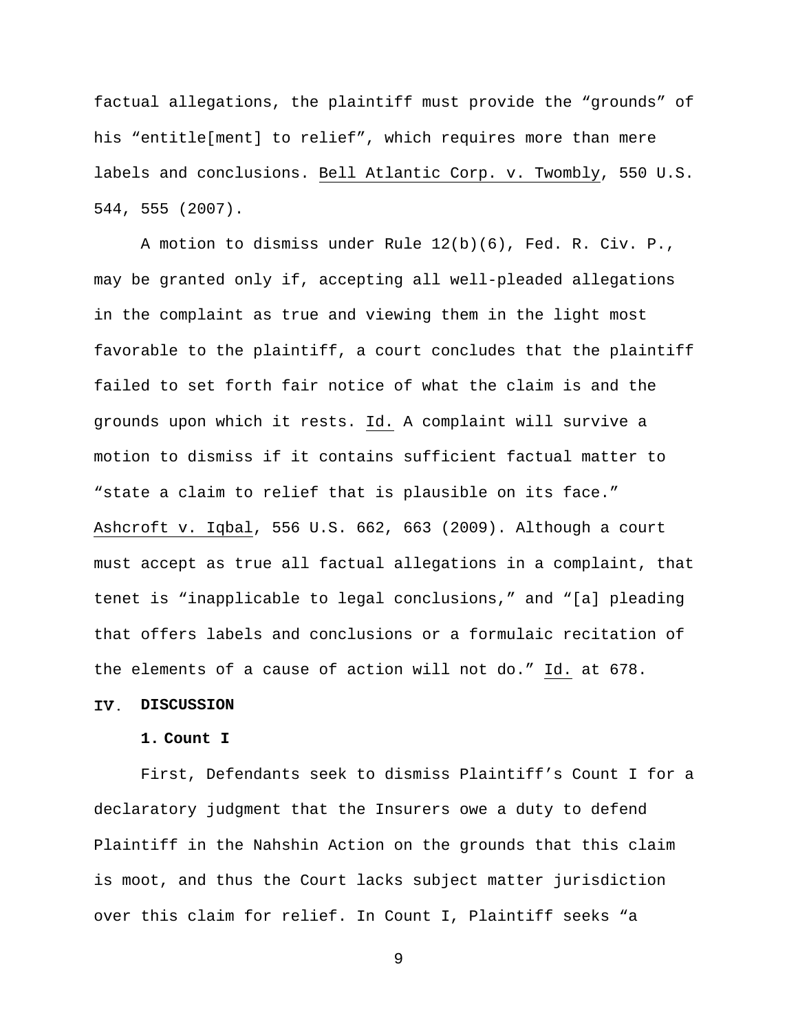factual allegations, the plaintiff must provide the "grounds" of his "entitle[ment] to relief", which requires more than mere labels and conclusions. Bell Atlantic Corp. v. Twombly, 550 U.S. 544, 555 (2007).

A motion to dismiss under Rule 12(b)(6), Fed. R. Civ. P., may be granted only if, accepting all well-pleaded allegations in the complaint as true and viewing them in the light most favorable to the plaintiff, a court concludes that the plaintiff failed to set forth fair notice of what the claim is and the grounds upon which it rests. Id. A complaint will survive a motion to dismiss if it contains sufficient factual matter to "state a claim to relief that is plausible on its face." Ashcroft v. Iqbal, 556 U.S. 662, 663 (2009). Although a court must accept as true all factual allegations in a complaint, that tenet is "inapplicable to legal conclusions," and "[a] pleading that offers labels and conclusions or a formulaic recitation of the elements of a cause of action will not do." Id. at 678.

## IV. DISCUSSION

### 1. Count I

First, Defendants seek to dismiss Plaintiff's Count I for a declaratory judgment that the Insurers owe a duty to defend Plaintiff in the Nahshin Action on the grounds that this claim is moot, and thus the Court lacks subject matter jurisdiction over this claim for relief. In Count I, Plaintiff seeks "a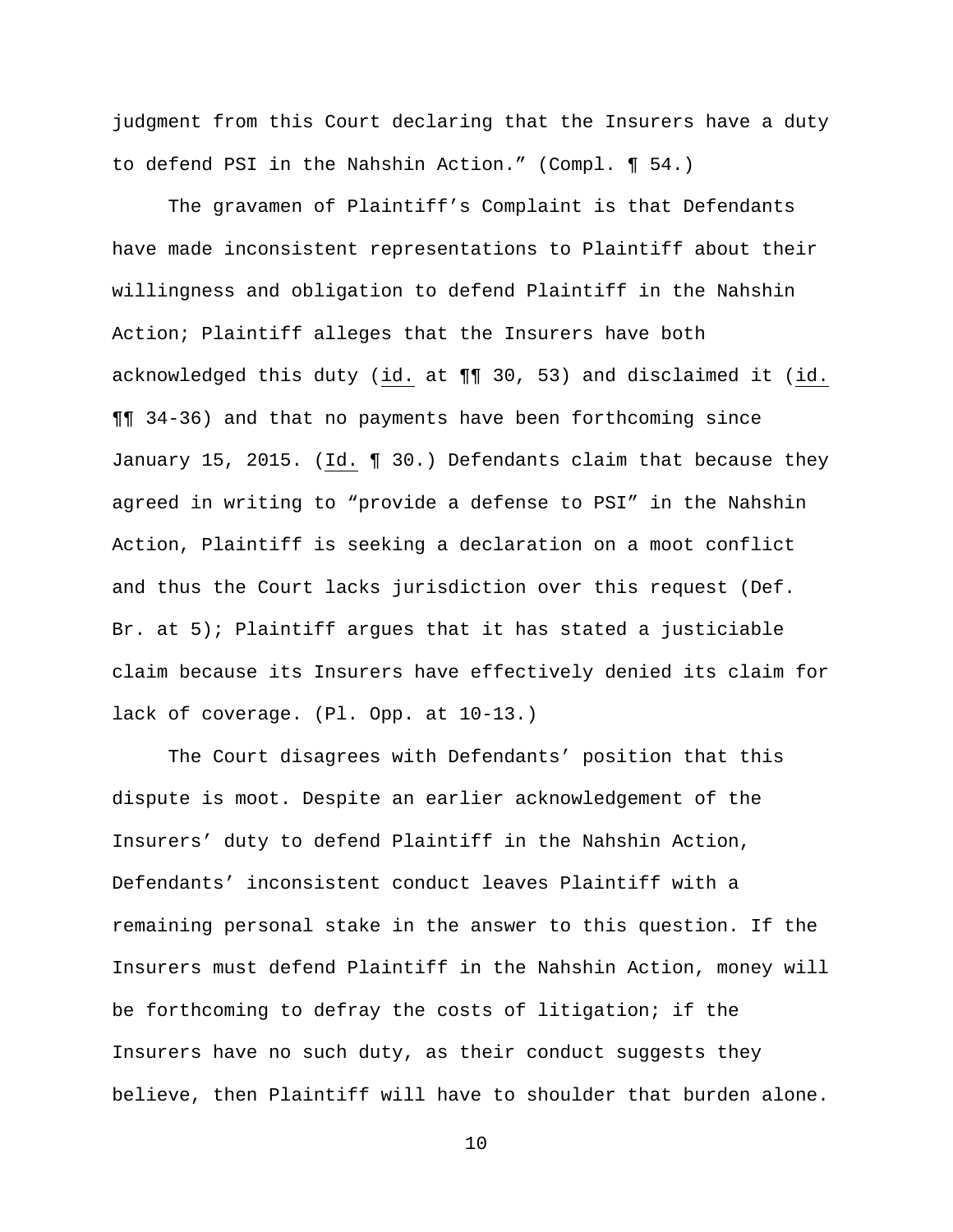judgment from this Court declaring that the Insurers have a duty to defend PSI in the Nahshin Action." (Compl. ¶ 54.)

The gravamen of Plaintiff's Complaint is that Defendants have made inconsistent representations to Plaintiff about their willingness and obligation to defend Plaintiff in the Nahshin Action; Plaintiff alleges that the Insurers have both acknowledged this duty (id. at ¶¶ 30, 53) and disclaimed it (id. ¶¶ 34-36) and that no payments have been forthcoming since January 15, 2015. (Id. ¶ 30.) Defendants claim that because they agreed in writing to "provide a defense to PSI" in the Nahshin Action, Plaintiff is seeking a declaration on a moot conflict and thus the Court lacks jurisdiction over this request (Def. Br. at 5); Plaintiff argues that it has stated a justiciable claim because its Insurers have effectively denied its claim for lack of coverage. (Pl. Opp. at 10-13.)

The Court disagrees with Defendants' position that this dispute is moot. Despite an earlier acknowledgement of the Insurers' duty to defend Plaintiff in the Nahshin Action, Defendants' inconsistent conduct leaves Plaintiff with a remaining personal stake in the answer to this question. If the Insurers must defend Plaintiff in the Nahshin Action, money will be forthcoming to defray the costs of litigation; if the Insurers have no such duty, as their conduct suggests they believe, then Plaintiff will have to shoulder that burden alone.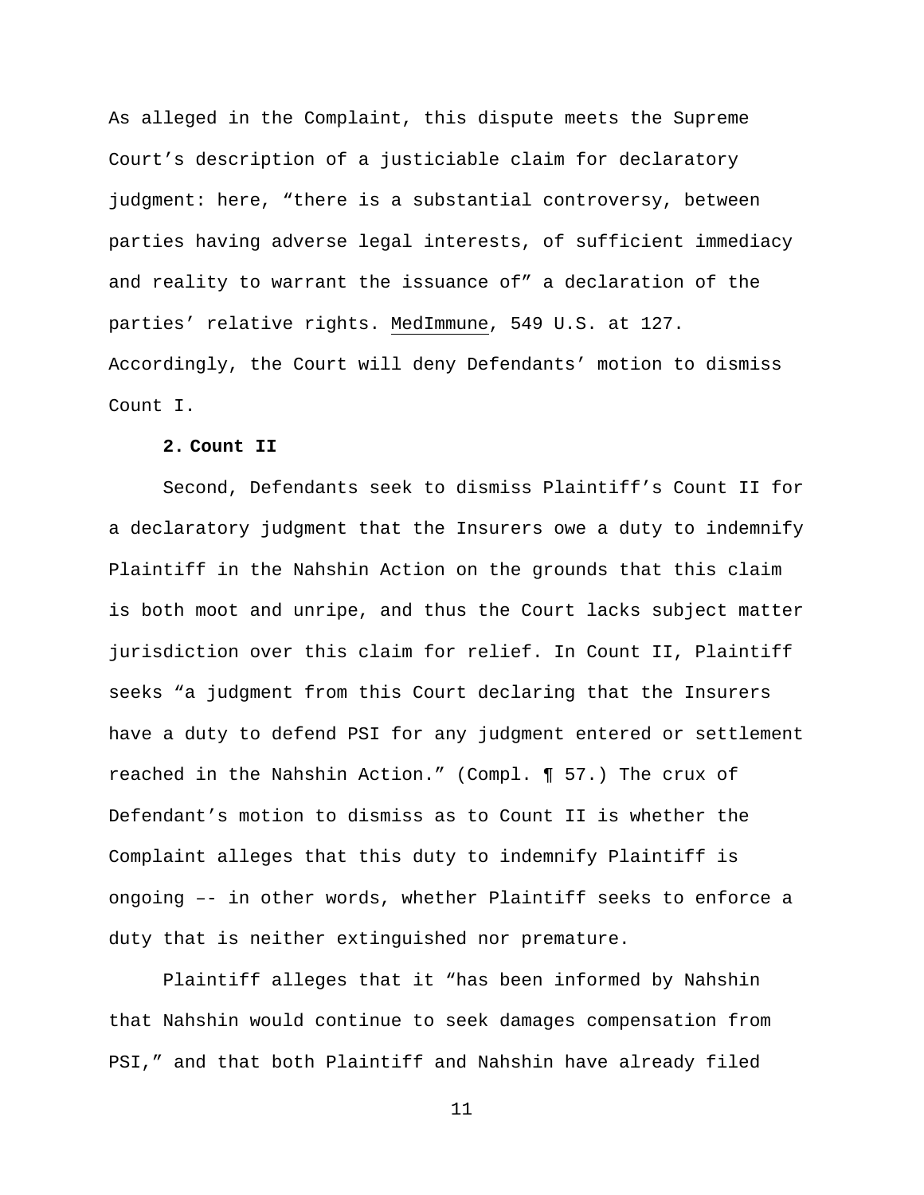As alleged in the Complaint, this dispute meets the Supreme Court's description of a justiciable claim for declaratory judgment: here, "there is a substantial controversy, between parties having adverse legal interests, of sufficient immediacy and reality to warrant the issuance of" a declaration of the parties' relative rights. MedImmune, 549 U.S. at 127. Accordingly, the Court will deny Defendants' motion to dismiss Count I.

**2. Count II**

Second, Defendants seek to dismiss Plaintiff's Count II for a declaratory judgment that the Insurers owe a duty to indemnify Plaintiff in the Nahshin Action on the grounds that this claim is both moot and unripe, and thus the Court lacks subject matter jurisdiction over this claim for relief. In Count II, Plaintiff seeks "a judgment from this Court declaring that the Insurers have a duty to defend PSI for any judgment entered or settlement reached in the Nahshin Action." (Compl. ¶ 57.) The crux of Defendant's motion to dismiss as to Count II is whether the Complaint alleges that this duty to indemnify Plaintiff is ongoing –- in other words, whether Plaintiff seeks to enforce a duty that is neither extinguished nor premature.

Plaintiff alleges that it "has been informed by Nahshin that Nahshin would continue to seek damages compensation from PSI," and that both Plaintiff and Nahshin have already filed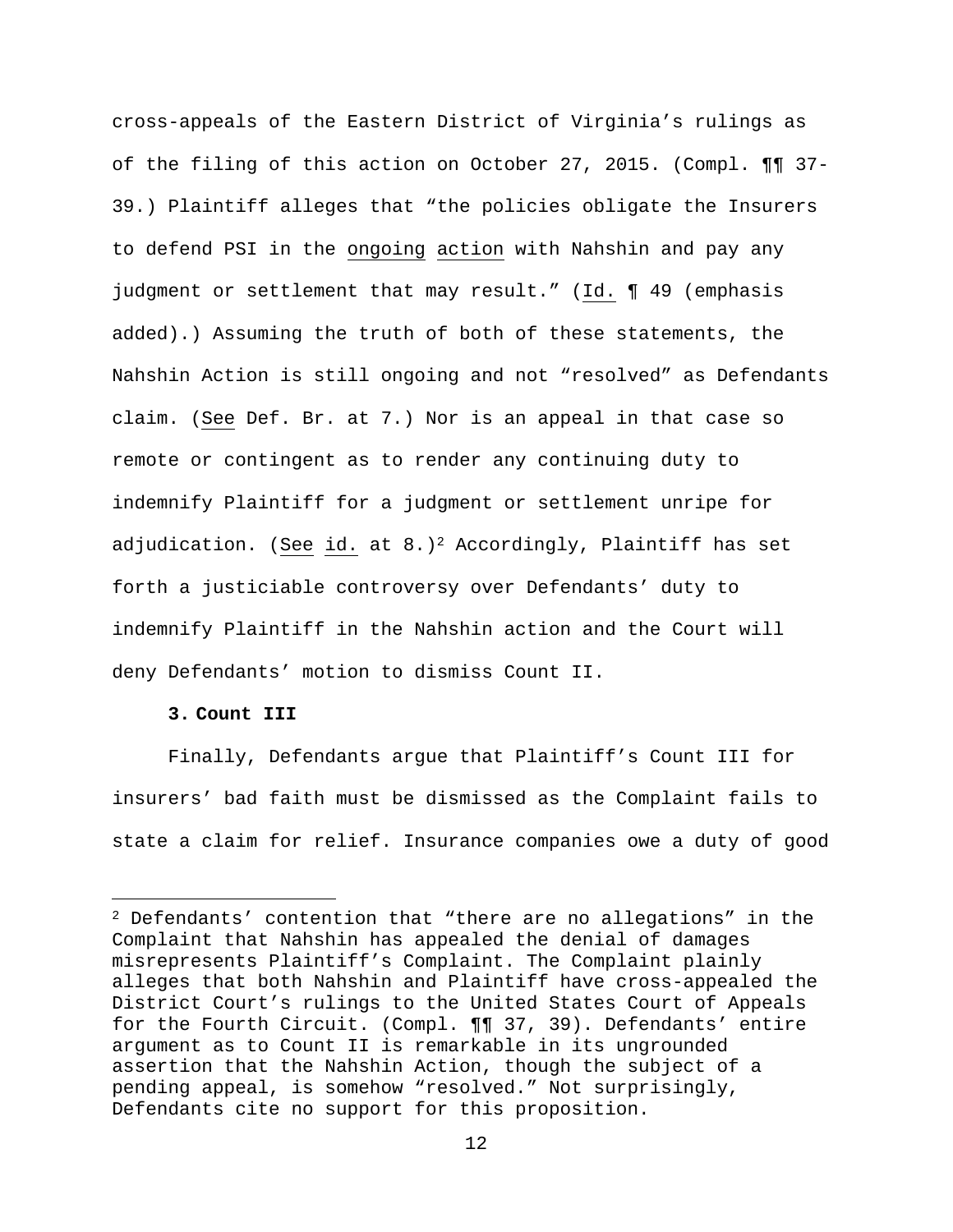cross-appeals of the Eastern District of Virginia's rulings as of the filing of this action on October 27, 2015. (Compl. ¶¶ 37-39.) Plaintiff alleges that "the policies obligate the Insurers to defend PSI in the ongoing action with Nahshin and pay any judgment or settlement that may result." (Id. ¶ 49 (emphasis added).) Assuming the truth of both of these statements, the Nahshin Action is still ongoing and not "resolved" as Defendants claim. (See Def. Br. at 7.) Nor is an appeal in that case so remote or contingent as to render any continuing duty to indemnify Plaintiff for a judgment or settlement unripe for adjudication. (See id. at 8.)[2] Accordingly, Plaintiff has set forth a justiciable controversy over Defendants' duty to indemnify Plaintiff in the Nahshin action and the Court will deny Defendants' motion to dismiss Count II.

**3. Count III**

Finally, Defendants argue that Plaintiff's Count III for insurers' bad faith must be dismissed as the Complaint fails to state a claim for relief. Insurance companies owe a duty of good

[2] Defendants' contention that "there are no allegations" in the Complaint that Nahshin has appealed the denial of damages misrepresents Plaintiff's Complaint. The Complaint plainly alleges that both Nahshin and Plaintiff have cross-appealed the District Court's rulings to the United States Court of Appeals for the Fourth Circuit. (Compl. ¶¶ 37, 39). Defendants' entire argument as to Count II is remarkable in its ungrounded assertion that the Nahshin Action, though the subject of a pending appeal, is somehow "resolved." Not surprisingly, Defendants cite no support for this proposition.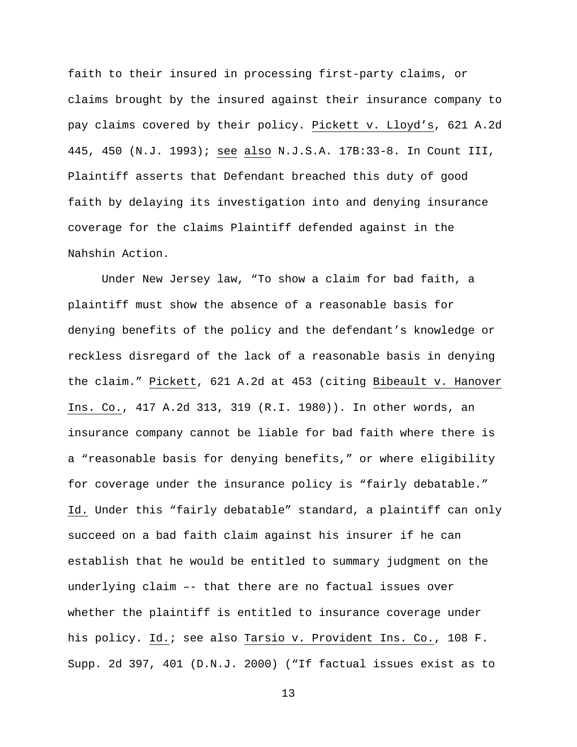faith to their insured in processing first-party claims, or claims brought by the insured against their insurance company to pay claims covered by their policy. Pickett v. Lloyd's, 621 A.2d 445, 450 (N.J. 1993); see also N.J.S.A. 17B:33-8. In Count III, Plaintiff asserts that Defendant breached this duty of good faith by delaying its investigation into and denying insurance coverage for the claims Plaintiff defended against in the Nahshin Action.

Under New Jersey law, "To show a claim for bad faith, a plaintiff must show the absence of a reasonable basis for denying benefits of the policy and the defendant's knowledge or reckless disregard of the lack of a reasonable basis in denying the claim." Pickett, 621 A.2d at 453 (citing Bibeault v. Hanover Ins. Co., 417 A.2d 313, 319 (R.I. 1980)). In other words, an insurance company cannot be liable for bad faith where there is a "reasonable basis for denying benefits," or where eligibility for coverage under the insurance policy is "fairly debatable." Id. Under this "fairly debatable" standard, a plaintiff can only succeed on a bad faith claim against his insurer if he can establish that he would be entitled to summary judgment on the underlying claim –- that there are no factual issues over whether the plaintiff is entitled to insurance coverage under his policy. Id.; see also Tarsio v. Provident Ins. Co., 108 F. Supp. 2d 397, 401 (D.N.J. 2000) ("If factual issues exist as to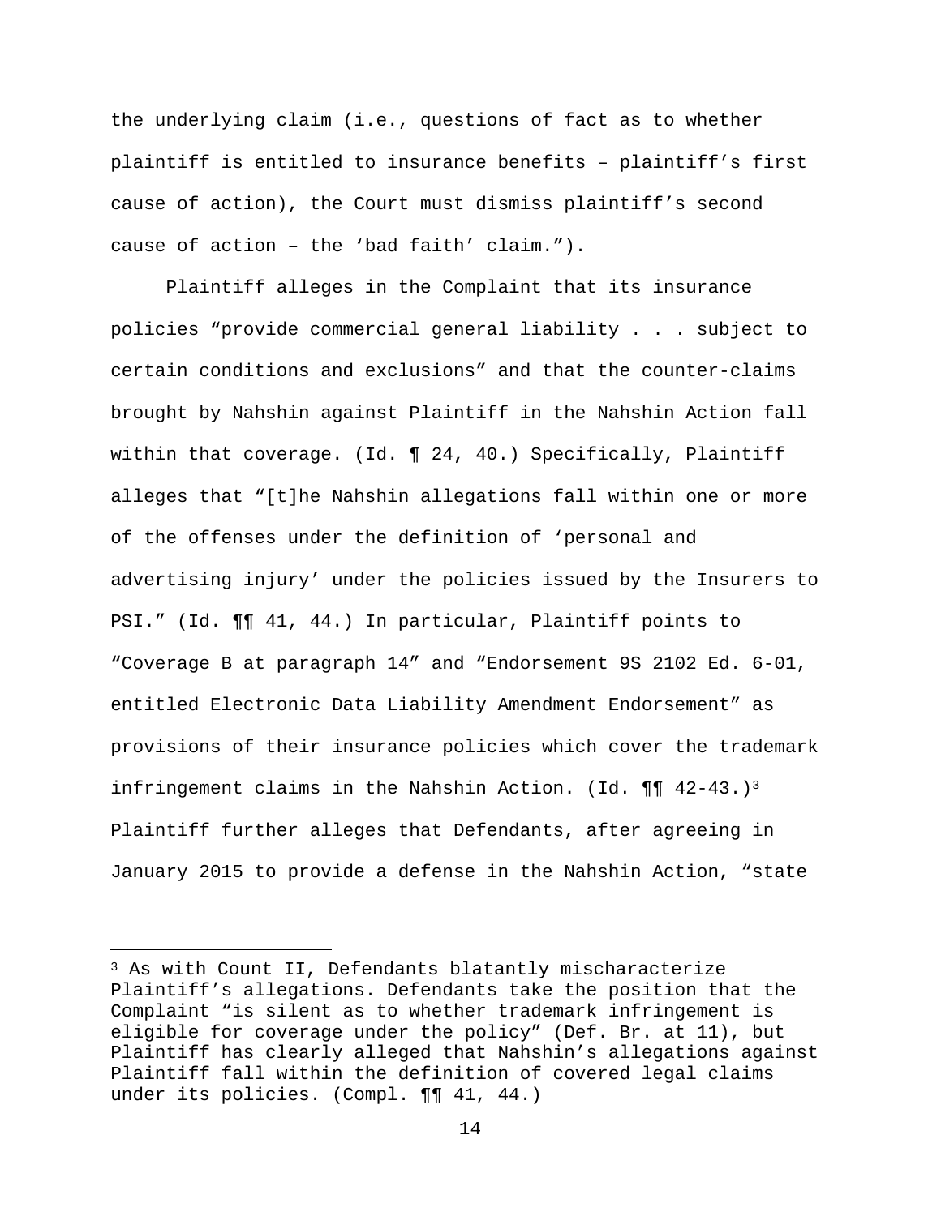the underlying claim (i.e., questions of fact as to whether plaintiff is entitled to insurance benefits – plaintiff's first cause of action), the Court must dismiss plaintiff's second cause of action – the 'bad faith' claim.").

Plaintiff alleges in the Complaint that its insurance policies "provide commercial general liability . . . subject to certain conditions and exclusions" and that the counter-claims brought by Nahshin against Plaintiff in the Nahshin Action fall within that coverage. (Id. ¶ 24, 40.) Specifically, Plaintiff alleges that "[t]he Nahshin allegations fall within one or more of the offenses under the definition of 'personal and advertising injury' under the policies issued by the Insurers to PSI." (Id. ¶¶ 41, 44.) In particular, Plaintiff points to "Coverage B at paragraph 14" and "Endorsement 9S 2102 Ed. 6-01, entitled Electronic Data Liability Amendment Endorsement" as provisions of their insurance policies which cover the trademark infringement claims in the Nahshin Action. (Id. ¶¶ 42-43.)[3] Plaintiff further alleges that Defendants, after agreeing in January 2015 to provide a defense in the Nahshin Action, "state

[3] As with Count II, Defendants blatantly mischaracterize Plaintiff's allegations. Defendants take the position that the Complaint "is silent as to whether trademark infringement is eligible for coverage under the policy" (Def. Br. at 11), but Plaintiff has clearly alleged that Nahshin's allegations against Plaintiff fall within the definition of covered legal claims under its policies. (Compl. ¶¶ 41, 44.)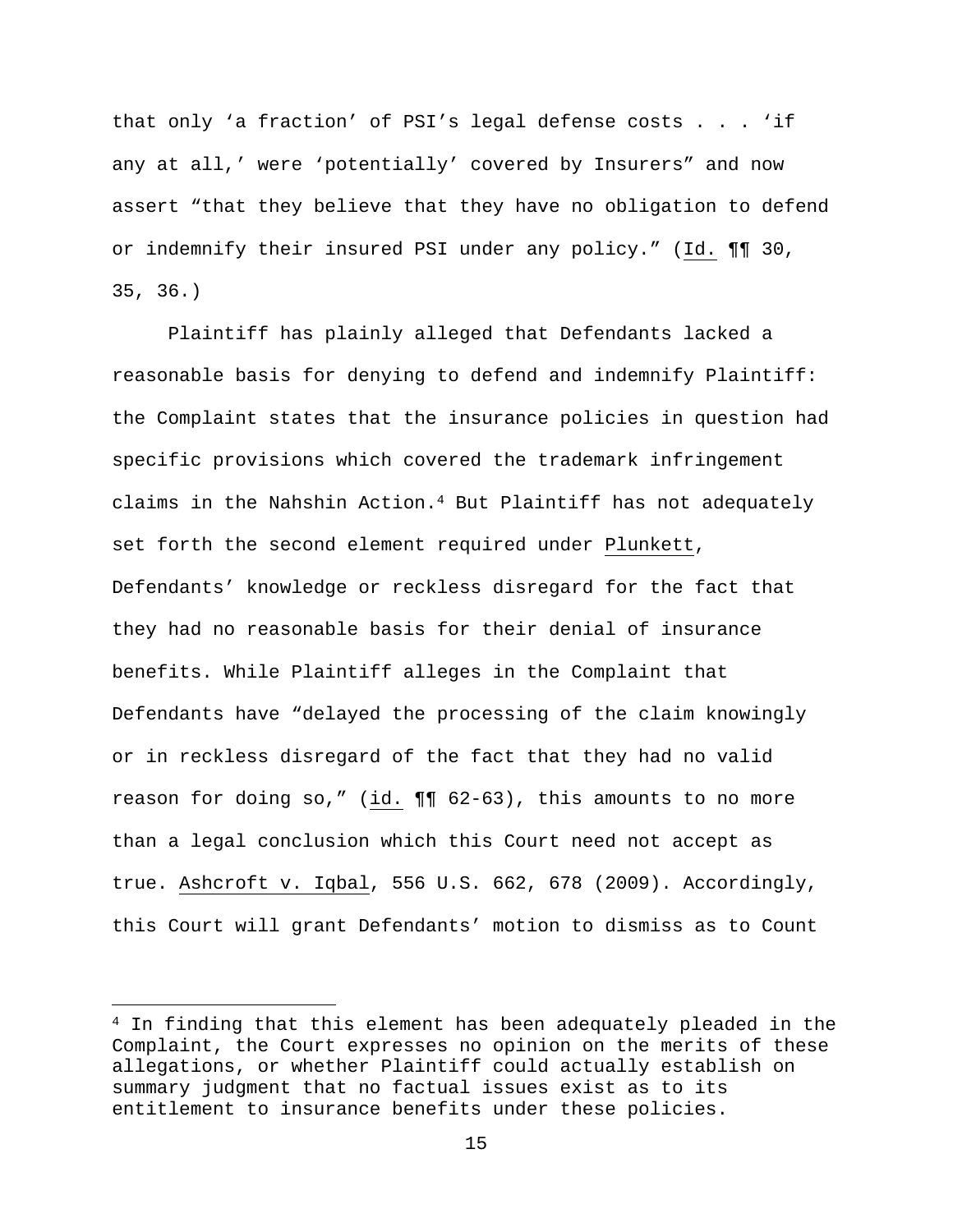that only 'a fraction' of PSI's legal defense costs . . . 'if any at all,' were 'potentially' covered by Insurers" and now assert "that they believe that they have no obligation to defend or indemnify their insured PSI under any policy." (Id. ¶¶ 30, 35, 36.)

Plaintiff has plainly alleged that Defendants lacked a reasonable basis for denying to defend and indemnify Plaintiff: the Complaint states that the insurance policies in question had specific provisions which covered the trademark infringement claims in the Nahshin Action.[4] But Plaintiff has not adequately set forth the second element required under Plunkett, Defendants' knowledge or reckless disregard for the fact that they had no reasonable basis for their denial of insurance benefits. While Plaintiff alleges in the Complaint that Defendants have "delayed the processing of the claim knowingly or in reckless disregard of the fact that they had no valid reason for doing so," (id. ¶¶ 62-63), this amounts to no more than a legal conclusion which this Court need not accept as true. Ashcroft v. Iqbal, 556 U.S. 662, 678 (2009). Accordingly, this Court will grant Defendants' motion to dismiss as to Count

[4] In finding that this element has been adequately pleaded in the Complaint, the Court expresses no opinion on the merits of these allegations, or whether Plaintiff could actually establish on summary judgment that no factual issues exist as to its entitlement to insurance benefits under these policies.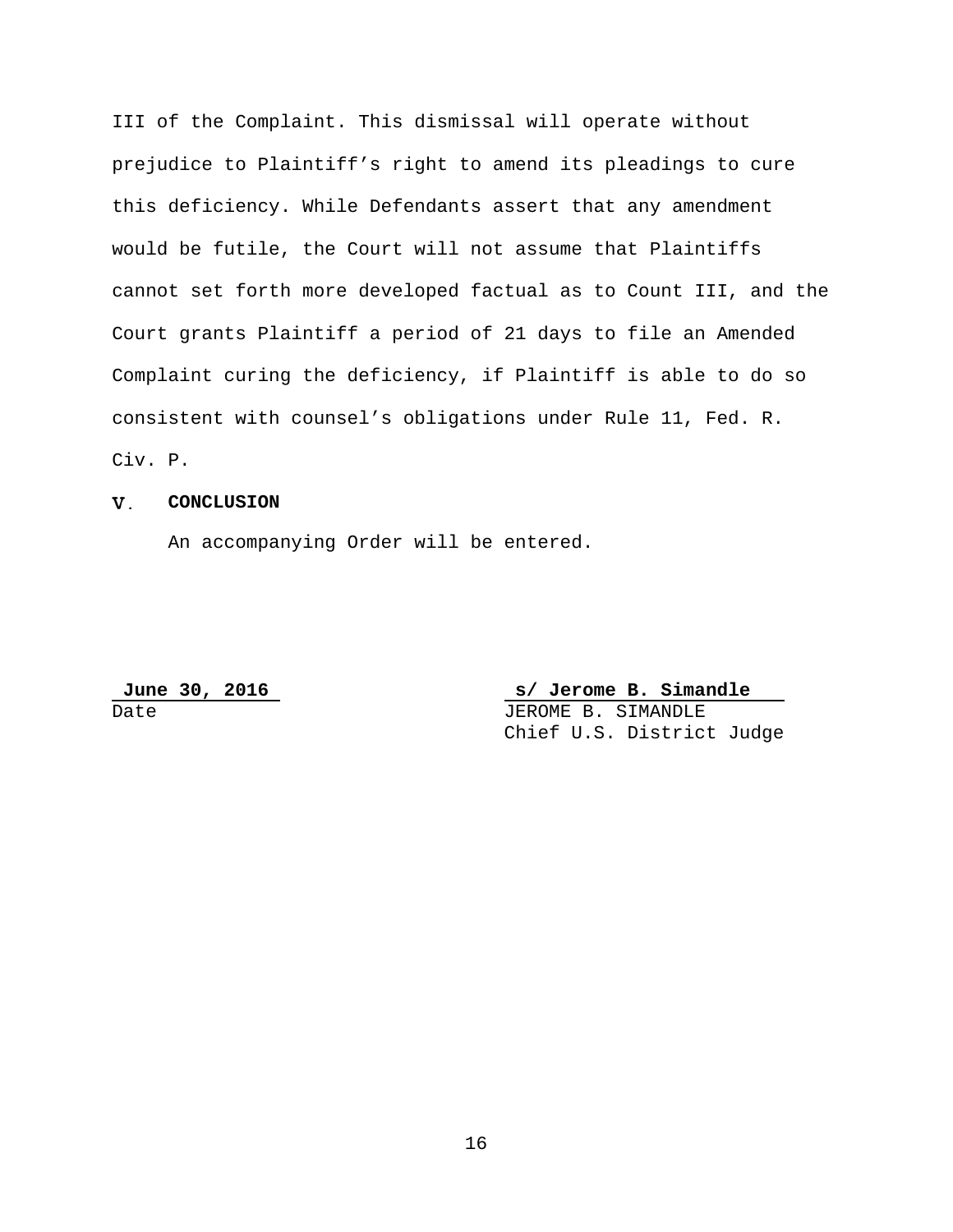III of the Complaint. This dismissal will operate without prejudice to Plaintiff’s right to amend its pleadings to cure this deficiency. While Defendants assert that any amendment would be futile, the Court will not assume that Plaintiffs cannot set forth more developed factual as to Count III, and the Court grants Plaintiff a period of 21 days to file an Amended Complaint curing the deficiency, if Plaintiff is able to do so consistent with counsel’s obligations under Rule 11, Fed. R. Civ. P.

## V. CONCLUSION

An accompanying Order will be entered.

**June 30, 2016**
Date

**s/ Jerome B. Simandle**
JEROME B. SIMANDLE
Chief U.S. District Judge